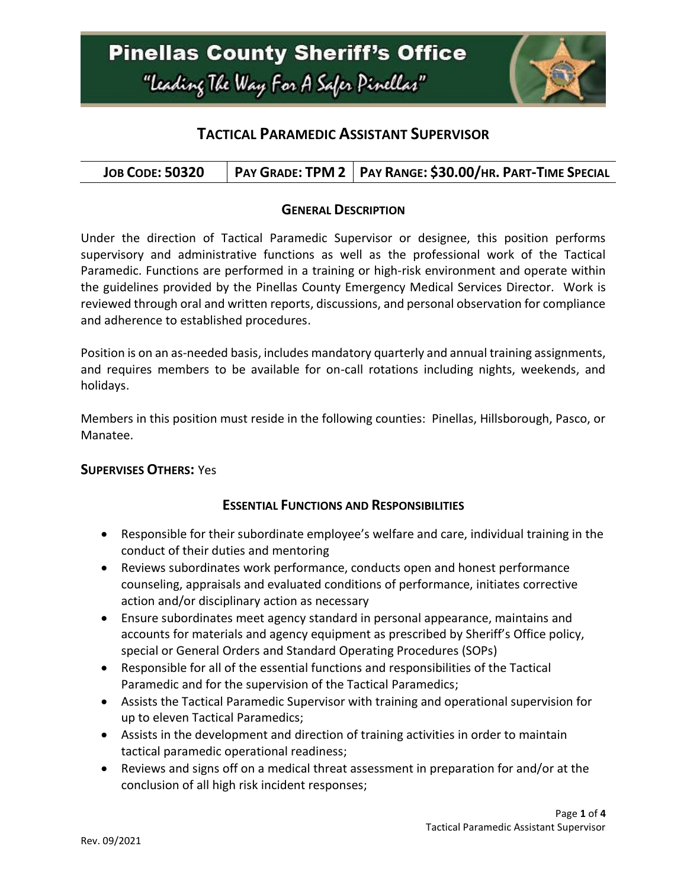# Pinellas County Sheriff's Office

"Leading The Way For A Safer Pinellas"

## TACTICAL PARAMEDIC ASSISTANT SUPERVISOR

| JOB CODE: 50320 | PAY GRADE: TPM 2 | PAY RANGE: $30.00/HR. PART-TIME SPECIAL |
|---|---|---|

### GENERAL DESCRIPTION

Under the direction of Tactical Paramedic Supervisor or designee, this position performs supervisory and administrative functions as well as the professional work of the Tactical Paramedic. Functions are performed in a training or high-risk environment and operate within the guidelines provided by the Pinellas County Emergency Medical Services Director. Work is reviewed through oral and written reports, discussions, and personal observation for compliance and adherence to established procedures.

Position is on an as-needed basis, includes mandatory quarterly and annual training assignments, and requires members to be available for on-call rotations including nights, weekends, and holidays.

Members in this position must reside in the following counties: Pinellas, Hillsborough, Pasco, or Manatee.

**SUPERVISES OTHERS:** Yes

### ESSENTIAL FUNCTIONS AND RESPONSIBILITIES

- Responsible for their subordinate employee's welfare and care, individual training in the conduct of their duties and mentoring
- Reviews subordinates work performance, conducts open and honest performance counseling, appraisals and evaluated conditions of performance, initiates corrective action and/or disciplinary action as necessary
- Ensure subordinates meet agency standard in personal appearance, maintains and accounts for materials and agency equipment as prescribed by Sheriff's Office policy, special or General Orders and Standard Operating Procedures (SOPs)
- Responsible for all of the essential functions and responsibilities of the Tactical Paramedic and for the supervision of the Tactical Paramedics;
- Assists the Tactical Paramedic Supervisor with training and operational supervision for up to eleven Tactical Paramedics;
- Assists in the development and direction of training activities in order to maintain tactical paramedic operational readiness;
- Reviews and signs off on a medical threat assessment in preparation for and/or at the conclusion of all high risk incident responses;

Rev. 09/2021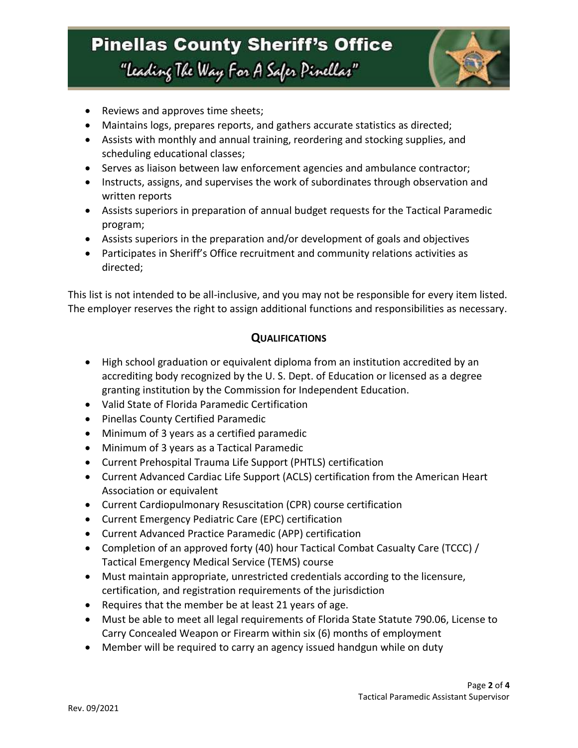- Reviews and approves time sheets;
- Maintains logs, prepares reports, and gathers accurate statistics as directed;
- Assists with monthly and annual training, reordering and stocking supplies, and scheduling educational classes;
- Serves as liaison between law enforcement agencies and ambulance contractor;
- Instructs, assigns, and supervises the work of subordinates through observation and written reports
- Assists superiors in preparation of annual budget requests for the Tactical Paramedic program;
- Assists superiors in the preparation and/or development of goals and objectives
- Participates in Sheriff's Office recruitment and community relations activities as directed;

This list is not intended to be all-inclusive, and you may not be responsible for every item listed. The employer reserves the right to assign additional functions and responsibilities as necessary.

## **Qualifications**

- High school graduation or equivalent diploma from an institution accredited by an accrediting body recognized by the U. S. Dept. of Education or licensed as a degree granting institution by the Commission for Independent Education.
- Valid State of Florida Paramedic Certification
- Pinellas County Certified Paramedic
- Minimum of 3 years as a certified paramedic
- Minimum of 3 years as a Tactical Paramedic
- Current Prehospital Trauma Life Support (PHTLS) certification
- Current Advanced Cardiac Life Support (ACLS) certification from the American Heart Association or equivalent
- Current Cardiopulmonary Resuscitation (CPR) course certification
- Current Emergency Pediatric Care (EPC) certification
- Current Advanced Practice Paramedic (APP) certification
- Completion of an approved forty (40) hour Tactical Combat Casualty Care (TCCC) / Tactical Emergency Medical Service (TEMS) course
- Must maintain appropriate, unrestricted credentials according to the licensure, certification, and registration requirements of the jurisdiction
- Requires that the member be at least 21 years of age.
- Must be able to meet all legal requirements of Florida State Statute 790.06, License to Carry Concealed Weapon or Firearm within six (6) months of employment
- Member will be required to carry an agency issued handgun while on duty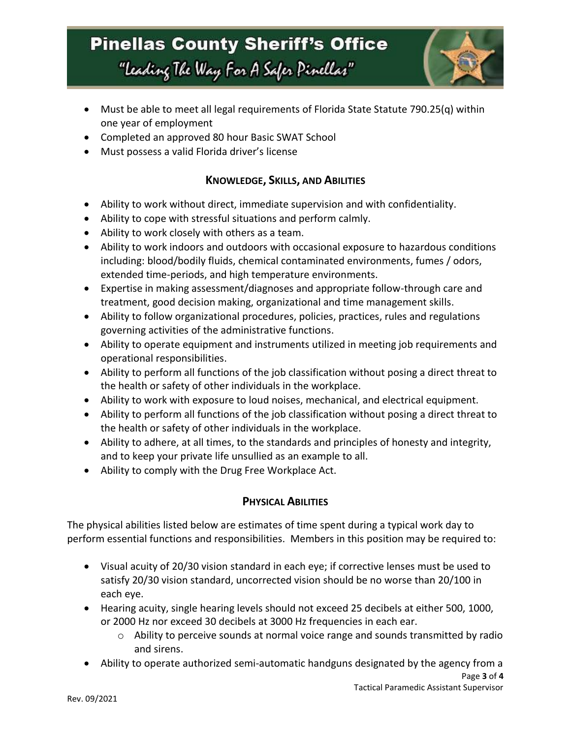- Must be able to meet all legal requirements of Florida State Statute 790.25(q) within one year of employment
- Completed an approved 80 hour Basic SWAT School
- Must possess a valid Florida driver's license

## **KNOWLEDGE, SKILLS, AND ABILITIES**

- Ability to work without direct, immediate supervision and with confidentiality.
- Ability to cope with stressful situations and perform calmly.
- Ability to work closely with others as a team.
- Ability to work indoors and outdoors with occasional exposure to hazardous conditions including: blood/bodily fluids, chemical contaminated environments, fumes / odors, extended time-periods, and high temperature environments.
- Expertise in making assessment/diagnoses and appropriate follow-through care and treatment, good decision making, organizational and time management skills.
- Ability to follow organizational procedures, policies, practices, rules and regulations governing activities of the administrative functions.
- Ability to operate equipment and instruments utilized in meeting job requirements and operational responsibilities.
- Ability to perform all functions of the job classification without posing a direct threat to the health or safety of other individuals in the workplace.
- Ability to work with exposure to loud noises, mechanical, and electrical equipment.
- Ability to perform all functions of the job classification without posing a direct threat to the health or safety of other individuals in the workplace.
- Ability to adhere, at all times, to the standards and principles of honesty and integrity, and to keep your private life unsullied as an example to all.
- Ability to comply with the Drug Free Workplace Act.

## **PHYSICAL ABILITIES**

The physical abilities listed below are estimates of time spent during a typical work day to perform essential functions and responsibilities. Members in this position may be required to:

- Visual acuity of 20/30 vision standard in each eye; if corrective lenses must be used to satisfy 20/30 vision standard, uncorrected vision should be no worse than 20/100 in each eye.
- Hearing acuity, single hearing levels should not exceed 25 decibels at either 500, 1000, or 2000 Hz nor exceed 30 decibels at 3000 Hz frequencies in each ear.
    - Ability to perceive sounds at normal voice range and sounds transmitted by radio and sirens.
- Ability to operate authorized semi-automatic handguns designated by the agency from a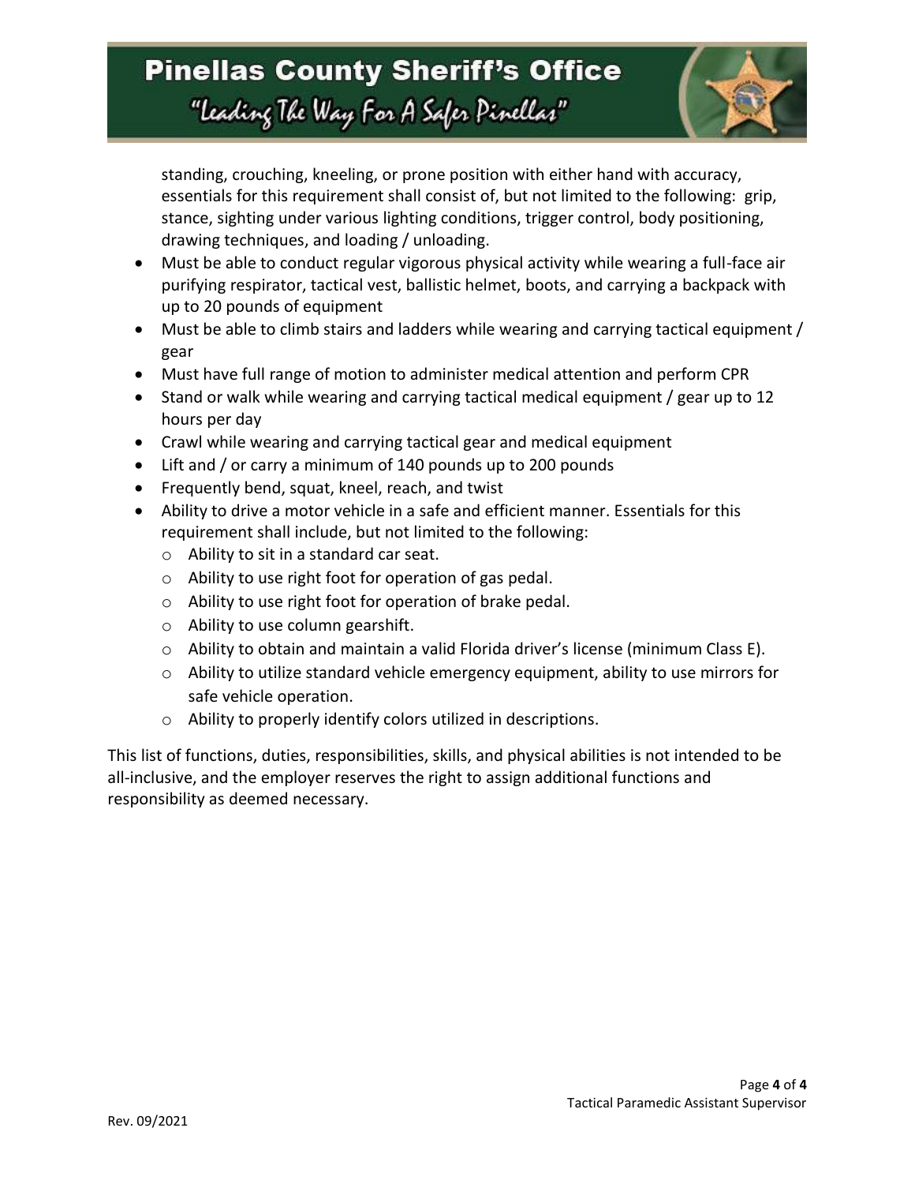standing, crouching, kneeling, or prone position with either hand with accuracy, essentials for this requirement shall consist of, but not limited to the following: grip, stance, sighting under various lighting conditions, trigger control, body positioning, drawing techniques, and loading / unloading.

- Must be able to conduct regular vigorous physical activity while wearing a full-face air purifying respirator, tactical vest, ballistic helmet, boots, and carrying a backpack with up to 20 pounds of equipment
- Must be able to climb stairs and ladders while wearing and carrying tactical equipment / gear
- Must have full range of motion to administer medical attention and perform CPR
- Stand or walk while wearing and carrying tactical medical equipment / gear up to 12 hours per day
- Crawl while wearing and carrying tactical gear and medical equipment
- Lift and / or carry a minimum of 140 pounds up to 200 pounds
- Frequently bend, squat, kneel, reach, and twist
- Ability to drive a motor vehicle in a safe and efficient manner. Essentials for this requirement shall include, but not limited to the following:
  - Ability to sit in a standard car seat.
  - Ability to use right foot for operation of gas pedal.
  - Ability to use right foot for operation of brake pedal.
  - Ability to use column gearshift.
  - Ability to obtain and maintain a valid Florida driver's license (minimum Class E).
  - Ability to utilize standard vehicle emergency equipment, ability to use mirrors for safe vehicle operation.
  - Ability to properly identify colors utilized in descriptions.

This list of functions, duties, responsibilities, skills, and physical abilities is not intended to be all-inclusive, and the employer reserves the right to assign additional functions and responsibility as deemed necessary.